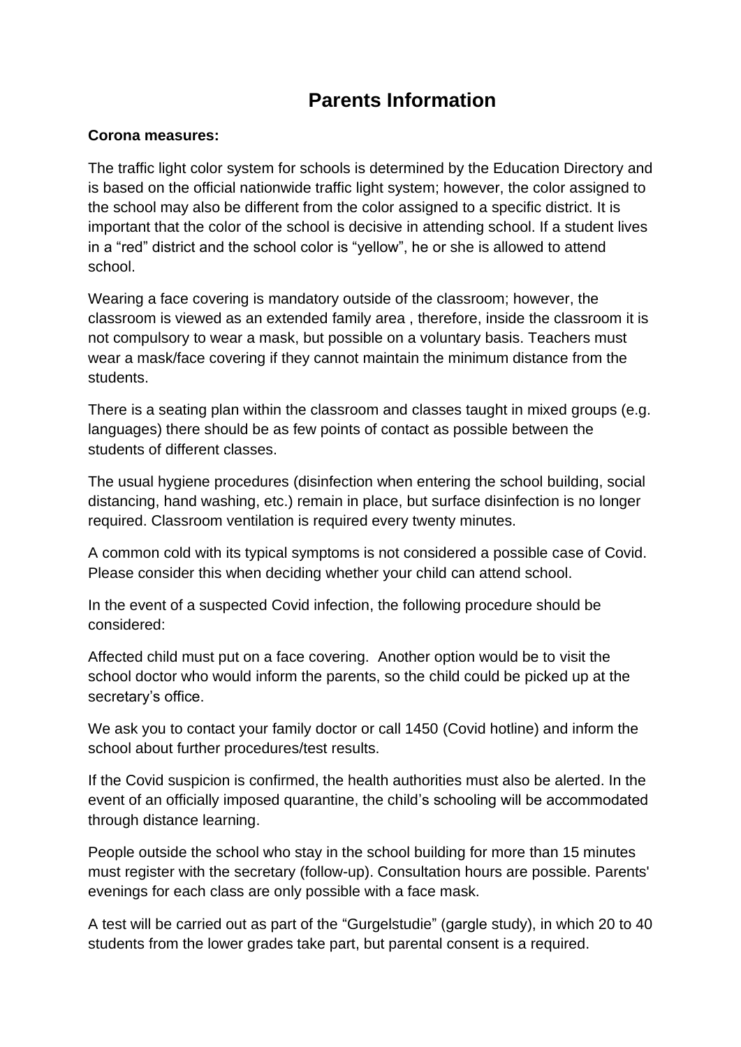# Parents Information

**Corona measures:**

The traffic light color system for schools is determined by the Education Directory and is based on the official nationwide traffic light system; however, the color assigned to the school may also be different from the color assigned to a specific district. It is important that the color of the school is decisive in attending school. If a student lives in a "red" district and the school color is "yellow", he or she is allowed to attend school.

Wearing a face covering is mandatory outside of the classroom; however, the classroom is viewed as an extended family area , therefore, inside the classroom it is not compulsory to wear a mask, but possible on a voluntary basis. Teachers must wear a mask/face covering if they cannot maintain the minimum distance from the students.

There is a seating plan within the classroom and classes taught in mixed groups (e.g. languages) there should be as few points of contact as possible between the students of different classes.

The usual hygiene procedures (disinfection when entering the school building, social distancing, hand washing, etc.) remain in place, but surface disinfection is no longer required. Classroom ventilation is required every twenty minutes.

A common cold with its typical symptoms is not considered a possible case of Covid. Please consider this when deciding whether your child can attend school.

In the event of a suspected Covid infection, the following procedure should be considered:

Affected child must put on a face covering. Another option would be to visit the school doctor who would inform the parents, so the child could be picked up at the secretary's office.

We ask you to contact your family doctor or call 1450 (Covid hotline) and inform the school about further procedures/test results.

If the Covid suspicion is confirmed, the health authorities must also be alerted. In the event of an officially imposed quarantine, the child's schooling will be accommodated through distance learning.

People outside the school who stay in the school building for more than 15 minutes must register with the secretary (follow-up). Consultation hours are possible. Parents' evenings for each class are only possible with a face mask.

A test will be carried out as part of the "Gurgelstudie" (gargle study), in which 20 to 40 students from the lower grades take part, but parental consent is a required.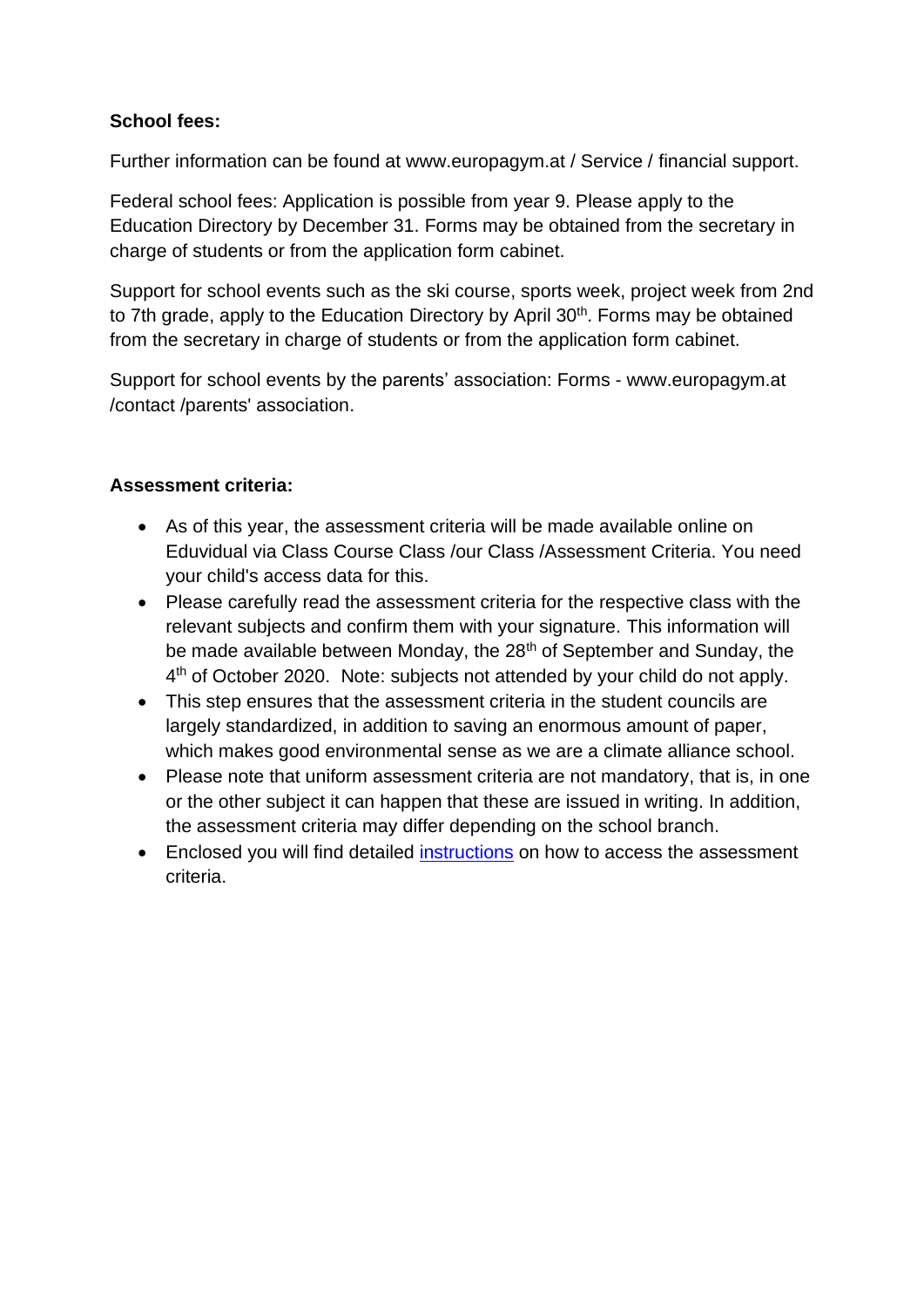**School fees:**

Further information can be found at www.europagym.at / Service / financial support.

Federal school fees: Application is possible from year 9. Please apply to the Education Directory by December 31. Forms may be obtained from the secretary in charge of students or from the application form cabinet.

Support for school events such as the ski course, sports week, project week from 2nd to 7th grade, apply to the Education Directory by April 30th. Forms may be obtained from the secretary in charge of students or from the application form cabinet.

Support for school events by the parents' association: Forms - www.europagym.at /contact /parents' association.

**Assessment criteria:**

- As of this year, the assessment criteria will be made available online on Eduvidual via Class Course Class /our Class /Assessment Criteria. You need your child's access data for this.
- Please carefully read the assessment criteria for the respective class with the relevant subjects and confirm them with your signature. This information will be made available between Monday, the 28th of September and Sunday, the 4th of October 2020. Note: subjects not attended by your child do not apply.
- This step ensures that the assessment criteria in the student councils are largely standardized, in addition to saving an enormous amount of paper, which makes good environmental sense as we are a climate alliance school.
- Please note that uniform assessment criteria are not mandatory, that is, in one or the other subject it can happen that these are issued in writing. In addition, the assessment criteria may differ depending on the school branch.
- Enclosed you will find detailed instructions on how to access the assessment criteria.